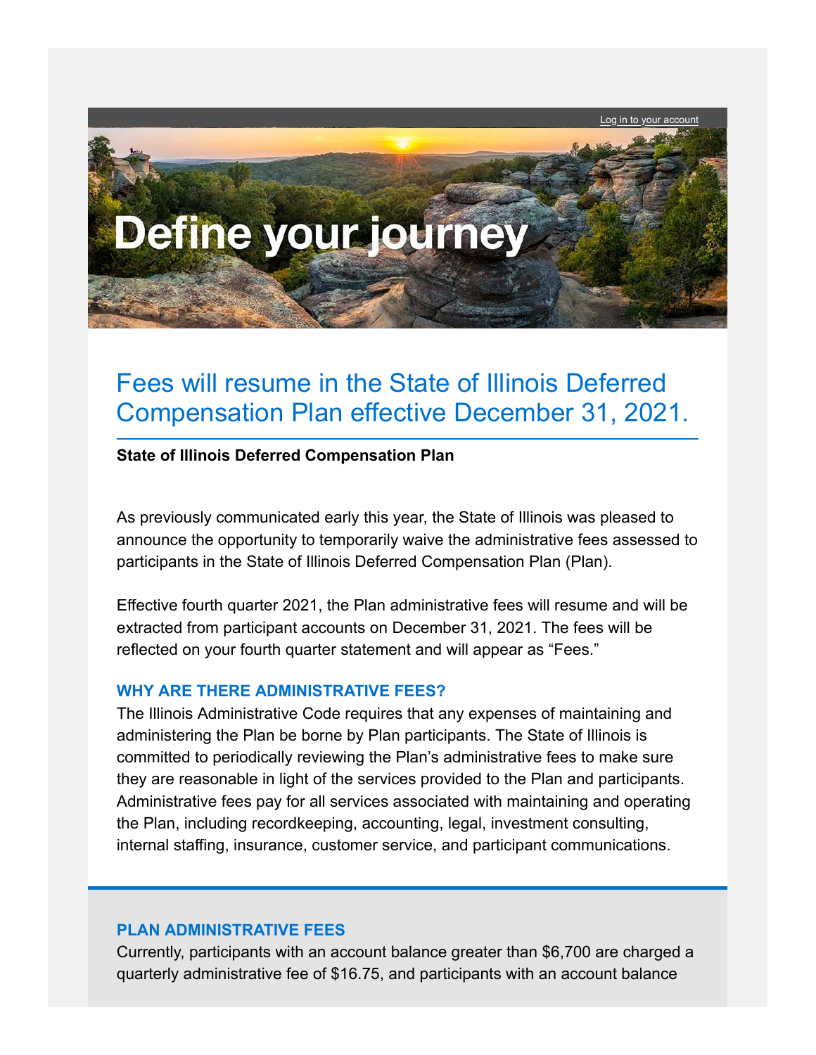Log in to your account

# Define your journey

## Fees will resume in the State of Illinois Deferred Compensation Plan effective December 31, 2021.

**State of Illinois Deferred Compensation Plan**

As previously communicated early this year, the State of Illinois was pleased to announce the opportunity to temporarily waive the administrative fees assessed to participants in the State of Illinois Deferred Compensation Plan (Plan).

Effective fourth quarter 2021, the Plan administrative fees will resume and will be extracted from participant accounts on December 31, 2021. The fees will be reflected on your fourth quarter statement and will appear as "Fees."

### WHY ARE THERE ADMINISTRATIVE FEES?

The Illinois Administrative Code requires that any expenses of maintaining and administering the Plan be borne by Plan participants. The State of Illinois is committed to periodically reviewing the Plan's administrative fees to make sure they are reasonable in light of the services provided to the Plan and participants. Administrative fees pay for all services associated with maintaining and operating the Plan, including recordkeeping, accounting, legal, investment consulting, internal staffing, insurance, customer service, and participant communications.

### PLAN ADMINISTRATIVE FEES

Currently, participants with an account balance greater than $6,700 are charged a quarterly administrative fee of $16.75, and participants with an account balance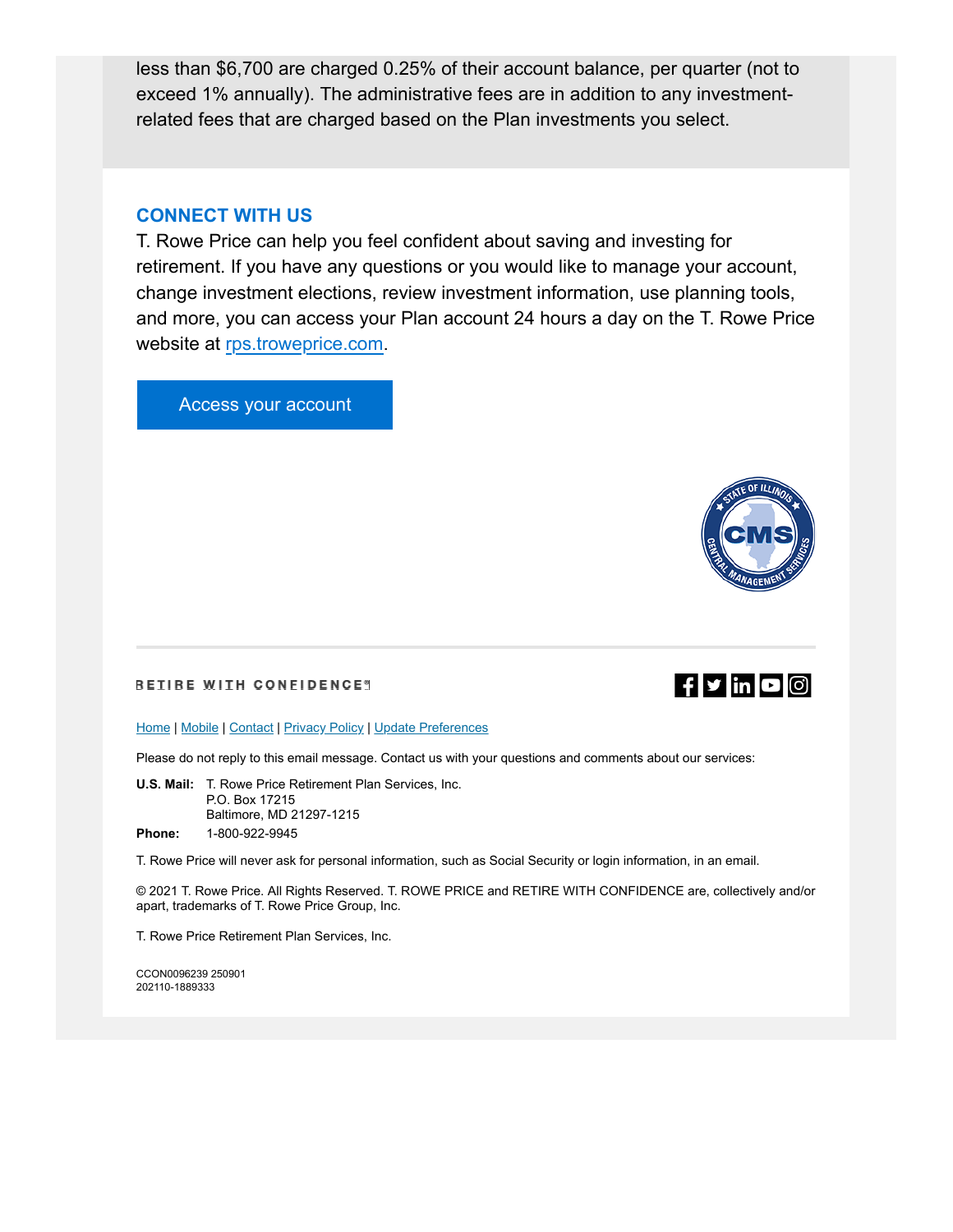less than $6,700 are charged 0.25% of their account balance, per quarter (not to exceed 1% annually). The administrative fees are in addition to any investment-related fees that are charged based on the Plan investments you select.

## CONNECT WITH US

T. Rowe Price can help you feel confident about saving and investing for retirement. If you have any questions or you would like to manage your account, change investment elections, review investment information, use planning tools, and more, you can access your Plan account 24 hours a day on the T. Rowe Price website at rps.troweprice.com.

Access your account

RETIRE WITH CONFIDENCE®

Home | Mobile | Contact | Privacy Policy | Update Preferences

Please do not reply to this email message. Contact us with your questions and comments about our services:

**U.S. Mail:** T. Rowe Price Retirement Plan Services, Inc.
P.O. Box 17215
Baltimore, MD 21297-1215

**Phone:** 1-800-922-9945

T. Rowe Price will never ask for personal information, such as Social Security or login information, in an email.

© 2021 T. Rowe Price. All Rights Reserved. T. ROWE PRICE and RETIRE WITH CONFIDENCE are, collectively and/or apart, trademarks of T. Rowe Price Group, Inc.

T. Rowe Price Retirement Plan Services, Inc.

CCON0096239 250901
202110-1889333